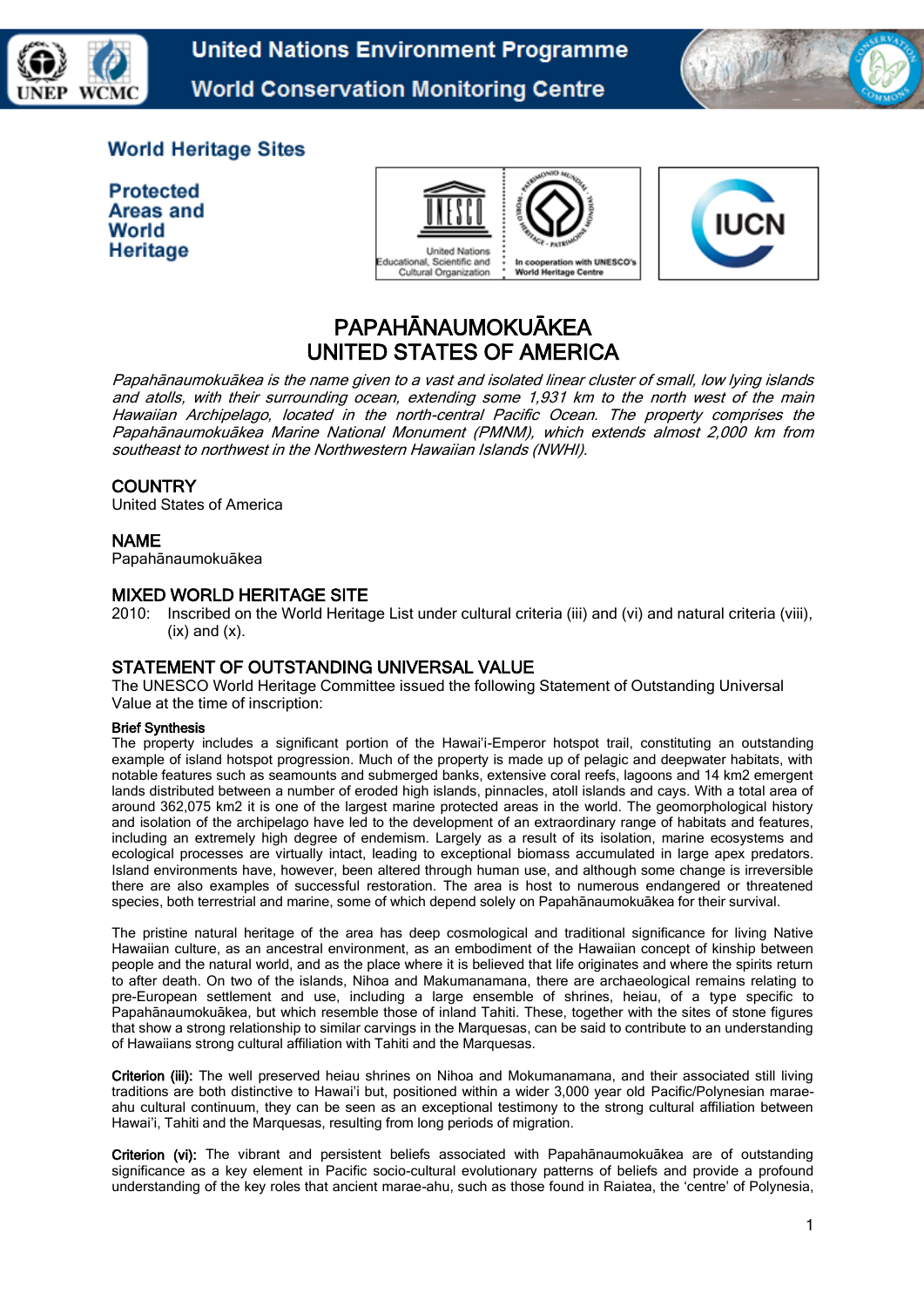World Heritage Sites

Protected Areas and World Heritage

# PAPAHĀNAUMOKUĀKEA
# UNITED STATES OF AMERICA

*Papahānaumokuākea is the name given to a vast and isolated linear cluster of small, low lying islands and atolls, with their surrounding ocean, extending some 1,931 km to the north west of the main Hawaiian Archipelago, located in the north-central Pacific Ocean. The property comprises the Papahānaumokuākea Marine National Monument (PMNM), which extends almost 2,000 km from southeast to northwest in the Northwestern Hawaiian Islands (NWHI).*

## COUNTRY

United States of America

## NAME

Papahānaumokuākea

## MIXED WORLD HERITAGE SITE

2010: Inscribed on the World Heritage List under cultural criteria (iii) and (vi) and natural criteria (viii), (ix) and (x).

## STATEMENT OF OUTSTANDING UNIVERSAL VALUE

The UNESCO World Heritage Committee issued the following Statement of Outstanding Universal Value at the time of inscription:

### Brief Synthesis

The property includes a significant portion of the Hawai'i-Emperor hotspot trail, constituting an outstanding example of island hotspot progression. Much of the property is made up of pelagic and deepwater habitats, with notable features such as seamounts and submerged banks, extensive coral reefs, lagoons and 14 km2 emergent lands distributed between a number of eroded high islands, pinnacles, atoll islands and cays. With a total area of around 362,075 km2 it is one of the largest marine protected areas in the world. The geomorphological history and isolation of the archipelago have led to the development of an extraordinary range of habitats and features, including an extremely high degree of endemism. Largely as a result of its isolation, marine ecosystems and ecological processes are virtually intact, leading to exceptional biomass accumulated in large apex predators. Island environments have, however, been altered through human use, and although some change is irreversible there are also examples of successful restoration. The area is host to numerous endangered or threatened species, both terrestrial and marine, some of which depend solely on Papahānaumokuākea for their survival.

The pristine natural heritage of the area has deep cosmological and traditional significance for living Native Hawaiian culture, as an ancestral environment, as an embodiment of the Hawaiian concept of kinship between people and the natural world, and as the place where it is believed that life originates and where the spirits return to after death. On two of the islands, Nihoa and Makumanamana, there are archaeological remains relating to pre-European settlement and use, including a large ensemble of shrines, heiau, of a type specific to Papahānaumokuākea, but which resemble those of inland Tahiti. These, together with the sites of stone figures that show a strong relationship to similar carvings in the Marquesas, can be said to contribute to an understanding of Hawaiians strong cultural affiliation with Tahiti and the Marquesas.

**Criterion (iii):** The well preserved heiau shrines on Nihoa and Mokumanamana, and their associated still living traditions are both distinctive to Hawai'i but, positioned within a wider 3,000 year old Pacific/Polynesian marae-ahu cultural continuum, they can be seen as an exceptional testimony to the strong cultural affiliation between Hawai'i, Tahiti and the Marquesas, resulting from long periods of migration.

**Criterion (vi):** The vibrant and persistent beliefs associated with Papahānaumokuākea are of outstanding significance as a key element in Pacific socio-cultural evolutionary patterns of beliefs and provide a profound understanding of the key roles that ancient marae-ahu, such as those found in Raiatea, the 'centre' of Polynesia,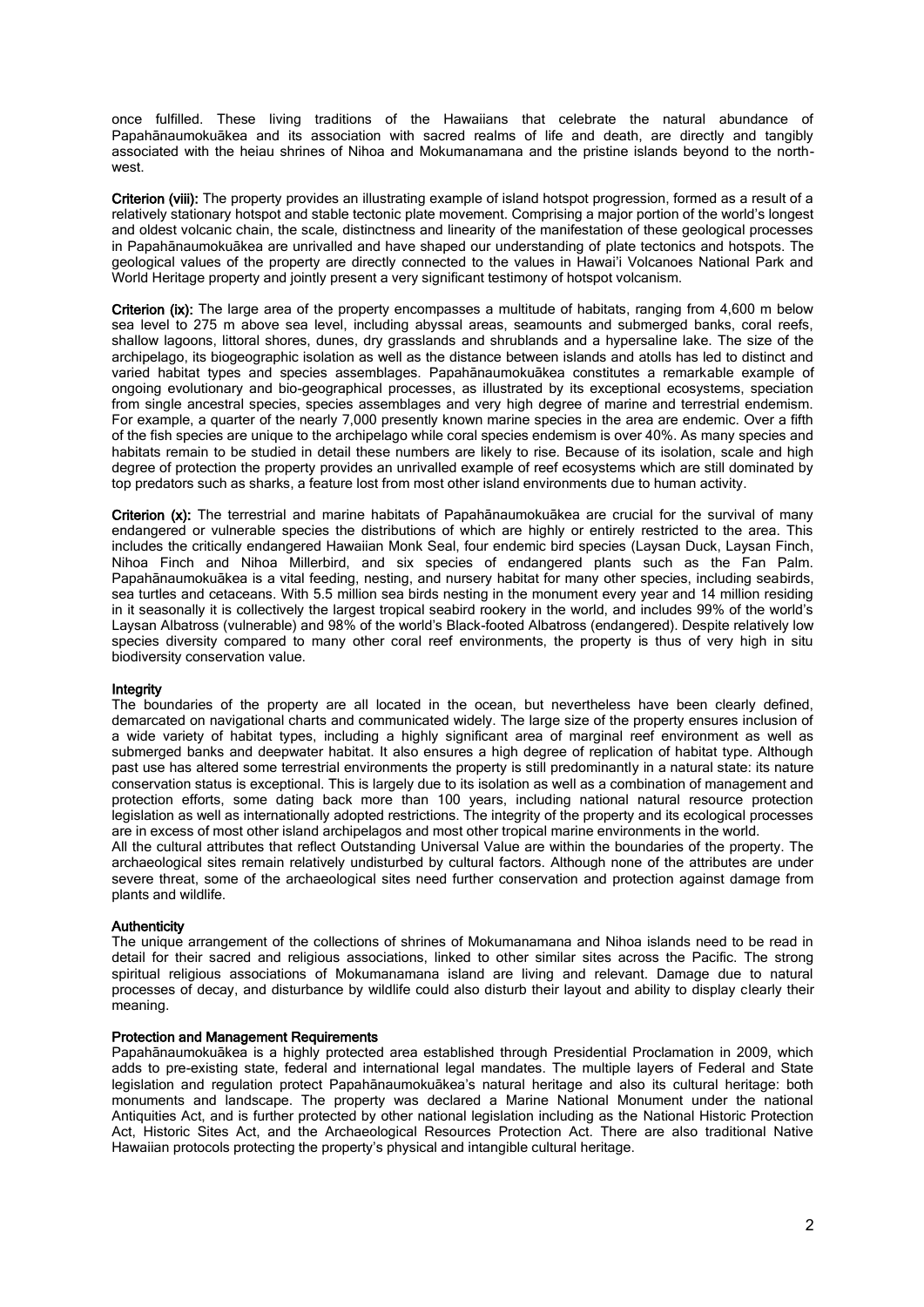once fulfilled. These living traditions of the Hawaiians that celebrate the natural abundance of Papahānaumokuākea and its association with sacred realms of life and death, are directly and tangibly associated with the heiau shrines of Nihoa and Mokumanamana and the pristine islands beyond to the north-west.

**Criterion (viii):** The property provides an illustrating example of island hotspot progression, formed as a result of a relatively stationary hotspot and stable tectonic plate movement. Comprising a major portion of the world's longest and oldest volcanic chain, the scale, distinctness and linearity of the manifestation of these geological processes in Papahānaumokuākea are unrivalled and have shaped our understanding of plate tectonics and hotspots. The geological values of the property are directly connected to the values in Hawai'i Volcanoes National Park and World Heritage property and jointly present a very significant testimony of hotspot volcanism.

**Criterion (ix):** The large area of the property encompasses a multitude of habitats, ranging from 4,600 m below sea level to 275 m above sea level, including abyssal areas, seamounts and submerged banks, coral reefs, shallow lagoons, littoral shores, dunes, dry grasslands and shrublands and a hypersaline lake. The size of the archipelago, its biogeographic isolation as well as the distance between islands and atolls has led to distinct and varied habitat types and species assemblages. Papahānaumokuākea constitutes a remarkable example of ongoing evolutionary and bio-geographical processes, as illustrated by its exceptional ecosystems, speciation from single ancestral species, species assemblages and very high degree of marine and terrestrial endemism. For example, a quarter of the nearly 7,000 presently known marine species in the area are endemic. Over a fifth of the fish species are unique to the archipelago while coral species endemism is over 40%. As many species and habitats remain to be studied in detail these numbers are likely to rise. Because of its isolation, scale and high degree of protection the property provides an unrivalled example of reef ecosystems which are still dominated by top predators such as sharks, a feature lost from most other island environments due to human activity.

**Criterion (x):** The terrestrial and marine habitats of Papahānaumokuākea are crucial for the survival of many endangered or vulnerable species the distributions of which are highly or entirely restricted to the area. This includes the critically endangered Hawaiian Monk Seal, four endemic bird species (Laysan Duck, Laysan Finch, Nihoa Finch and Nihoa Millerbird, and six species of endangered plants such as the Fan Palm. Papahānaumokuākea is a vital feeding, nesting, and nursery habitat for many other species, including seabirds, sea turtles and cetaceans. With 5.5 million sea birds nesting in the monument every year and 14 million residing in it seasonally it is collectively the largest tropical seabird rookery in the world, and includes 99% of the world's Laysan Albatross (vulnerable) and 98% of the world's Black-footed Albatross (endangered). Despite relatively low species diversity compared to many other coral reef environments, the property is thus of very high in situ biodiversity conservation value.

**Integrity**

The boundaries of the property are all located in the ocean, but nevertheless have been clearly defined, demarcated on navigational charts and communicated widely. The large size of the property ensures inclusion of a wide variety of habitat types, including a highly significant area of marginal reef environment as well as submerged banks and deepwater habitat. It also ensures a high degree of replication of habitat type. Although past use has altered some terrestrial environments the property is still predominantly in a natural state: its nature conservation status is exceptional. This is largely due to its isolation as well as a combination of management and protection efforts, some dating back more than 100 years, including national natural resource protection legislation as well as internationally adopted restrictions. The integrity of the property and its ecological processes are in excess of most other island archipelagos and most other tropical marine environments in the world.

All the cultural attributes that reflect Outstanding Universal Value are within the boundaries of the property. The archaeological sites remain relatively undisturbed by cultural factors. Although none of the attributes are under severe threat, some of the archaeological sites need further conservation and protection against damage from plants and wildlife.

**Authenticity**

The unique arrangement of the collections of shrines of Mokumanamana and Nihoa islands need to be read in detail for their sacred and religious associations, linked to other similar sites across the Pacific. The strong spiritual religious associations of Mokumanamana island are living and relevant. Damage due to natural processes of decay, and disturbance by wildlife could also disturb their layout and ability to display clearly their meaning.

**Protection and Management Requirements**

Papahānaumokuākea is a highly protected area established through Presidential Proclamation in 2009, which adds to pre-existing state, federal and international legal mandates. The multiple layers of Federal and State legislation and regulation protect Papahānaumokuākea's natural heritage and also its cultural heritage: both monuments and landscape. The property was declared a Marine National Monument under the national Antiquities Act, and is further protected by other national legislation including as the National Historic Protection Act, Historic Sites Act, and the Archaeological Resources Protection Act. There are also traditional Native Hawaiian protocols protecting the property's physical and intangible cultural heritage.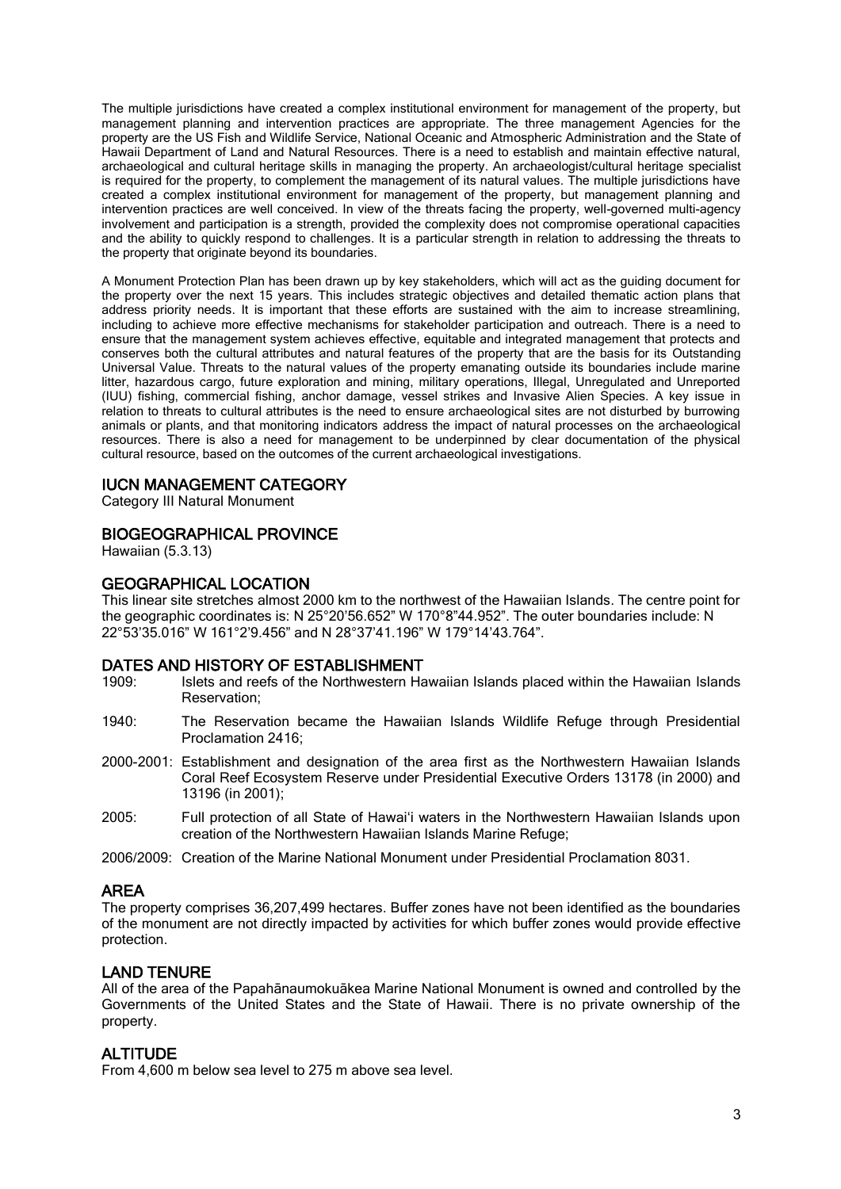The multiple jurisdictions have created a complex institutional environment for management of the property, but management planning and intervention practices are appropriate. The three management Agencies for the property are the US Fish and Wildlife Service, National Oceanic and Atmospheric Administration and the State of Hawaii Department of Land and Natural Resources. There is a need to establish and maintain effective natural, archaeological and cultural heritage skills in managing the property. An archaeologist/cultural heritage specialist is required for the property, to complement the management of its natural values. The multiple jurisdictions have created a complex institutional environment for management of the property, but management planning and intervention practices are well conceived. In view of the threats facing the property, well-governed multi-agency involvement and participation is a strength, provided the complexity does not compromise operational capacities and the ability to quickly respond to challenges. It is a particular strength in relation to addressing the threats to the property that originate beyond its boundaries.

A Monument Protection Plan has been drawn up by key stakeholders, which will act as the guiding document for the property over the next 15 years. This includes strategic objectives and detailed thematic action plans that address priority needs. It is important that these efforts are sustained with the aim to increase streamlining, including to achieve more effective mechanisms for stakeholder participation and outreach. There is a need to ensure that the management system achieves effective, equitable and integrated management that protects and conserves both the cultural attributes and natural features of the property that are the basis for its Outstanding Universal Value. Threats to the natural values of the property emanating outside its boundaries include marine litter, hazardous cargo, future exploration and mining, military operations, Illegal, Unregulated and Unreported (IUU) fishing, commercial fishing, anchor damage, vessel strikes and Invasive Alien Species. A key issue in relation to threats to cultural attributes is the need to ensure archaeological sites are not disturbed by burrowing animals or plants, and that monitoring indicators address the impact of natural processes on the archaeological resources. There is also a need for management to be underpinned by clear documentation of the physical cultural resource, based on the outcomes of the current archaeological investigations.

## IUCN MANAGEMENT CATEGORY

Category III Natural Monument

## BIOGEOGRAPHICAL PROVINCE

Hawaiian (5.3.13)

## GEOGRAPHICAL LOCATION

This linear site stretches almost 2000 km to the northwest of the Hawaiian Islands. The centre point for the geographic coordinates is: N 25°20'56.652" W 170°8"44.952". The outer boundaries include: N 22°53'35.016" W 161°2'9.456" and N 28°37'41.196" W 179°14'43.764".

## DATES AND HISTORY OF ESTABLISHMENT

- 1909: Islets and reefs of the Northwestern Hawaiian Islands placed within the Hawaiian Islands Reservation;
- 1940: The Reservation became the Hawaiian Islands Wildlife Refuge through Presidential Proclamation 2416;
- 2000-2001: Establishment and designation of the area first as the Northwestern Hawaiian Islands Coral Reef Ecosystem Reserve under Presidential Executive Orders 13178 (in 2000) and 13196 (in 2001);
- 2005: Full protection of all State of Hawai'i waters in the Northwestern Hawaiian Islands upon creation of the Northwestern Hawaiian Islands Marine Refuge;
- 2006/2009: Creation of the Marine National Monument under Presidential Proclamation 8031.

## AREA

The property comprises 36,207,499 hectares. Buffer zones have not been identified as the boundaries of the monument are not directly impacted by activities for which buffer zones would provide effective protection.

## LAND TENURE

All of the area of the Papahānaumokuākea Marine National Monument is owned and controlled by the Governments of the United States and the State of Hawaii. There is no private ownership of the property.

## ALTITUDE

From 4,600 m below sea level to 275 m above sea level.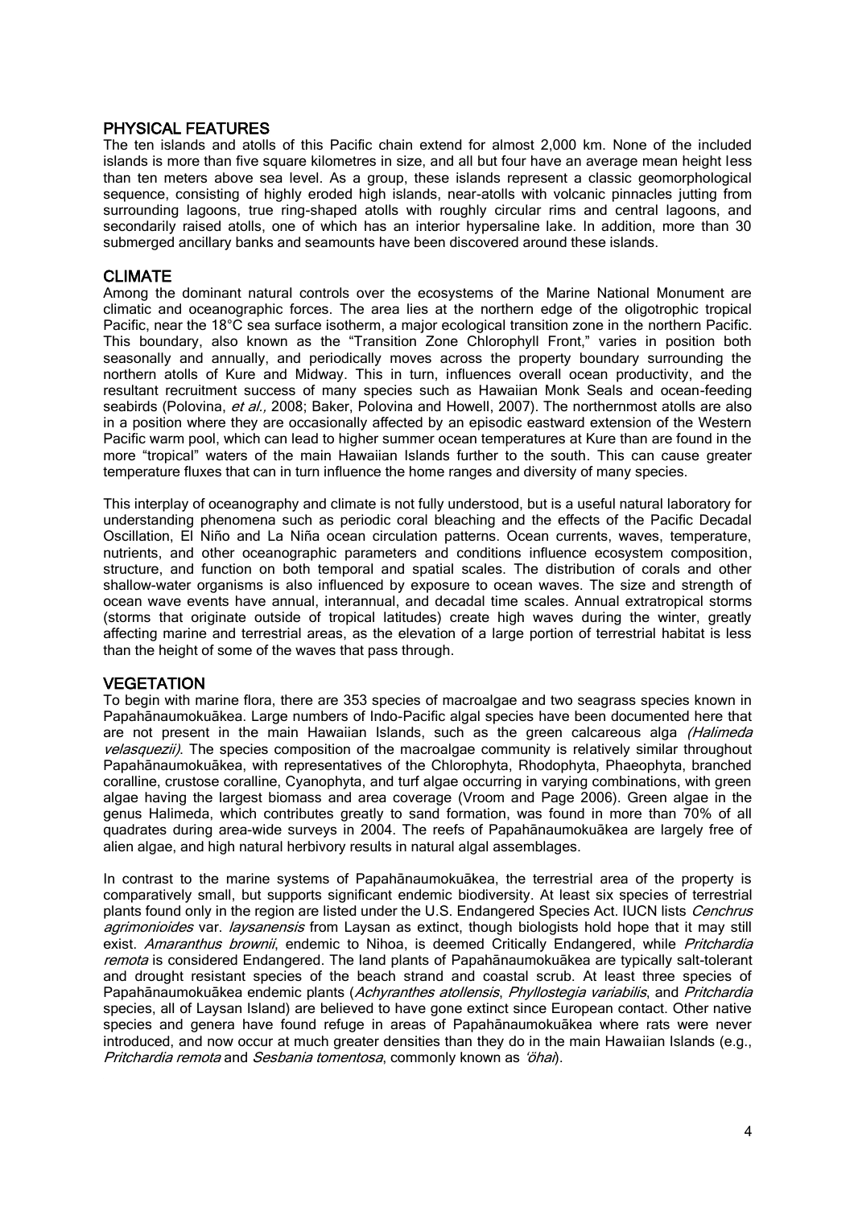## PHYSICAL FEATURES

The ten islands and atolls of this Pacific chain extend for almost 2,000 km. None of the included islands is more than five square kilometres in size, and all but four have an average mean height less than ten meters above sea level. As a group, these islands represent a classic geomorphological sequence, consisting of highly eroded high islands, near-atolls with volcanic pinnacles jutting from surrounding lagoons, true ring-shaped atolls with roughly circular rims and central lagoons, and secondarily raised atolls, one of which has an interior hypersaline lake. In addition, more than 30 submerged ancillary banks and seamounts have been discovered around these islands.

## CLIMATE

Among the dominant natural controls over the ecosystems of the Marine National Monument are climatic and oceanographic forces. The area lies at the northern edge of the oligotrophic tropical Pacific, near the 18°C sea surface isotherm, a major ecological transition zone in the northern Pacific. This boundary, also known as the "Transition Zone Chlorophyll Front," varies in position both seasonally and annually, and periodically moves across the property boundary surrounding the northern atolls of Kure and Midway. This in turn, influences overall ocean productivity, and the resultant recruitment success of many species such as Hawaiian Monk Seals and ocean-feeding seabirds (Polovina, *et al.,* 2008; Baker, Polovina and Howell, 2007). The northernmost atolls are also in a position where they are occasionally affected by an episodic eastward extension of the Western Pacific warm pool, which can lead to higher summer ocean temperatures at Kure than are found in the more "tropical" waters of the main Hawaiian Islands further to the south. This can cause greater temperature fluxes that can in turn influence the home ranges and diversity of many species.

This interplay of oceanography and climate is not fully understood, but is a useful natural laboratory for understanding phenomena such as periodic coral bleaching and the effects of the Pacific Decadal Oscillation, El Niño and La Niña ocean circulation patterns. Ocean currents, waves, temperature, nutrients, and other oceanographic parameters and conditions influence ecosystem composition, structure, and function on both temporal and spatial scales. The distribution of corals and other shallow-water organisms is also influenced by exposure to ocean waves. The size and strength of ocean wave events have annual, interannual, and decadal time scales. Annual extratropical storms (storms that originate outside of tropical latitudes) create high waves during the winter, greatly affecting marine and terrestrial areas, as the elevation of a large portion of terrestrial habitat is less than the height of some of the waves that pass through.

## VEGETATION

To begin with marine flora, there are 353 species of macroalgae and two seagrass species known in Papahānaumokuākea. Large numbers of Indo-Pacific algal species have been documented here that are not present in the main Hawaiian Islands, such as the green calcareous alga *(Halimeda velasquezii)*. The species composition of the macroalgae community is relatively similar throughout Papahānaumokuākea, with representatives of the Chlorophyta, Rhodophyta, Phaeophyta, branched coralline, crustose coralline, Cyanophyta, and turf algae occurring in varying combinations, with green algae having the largest biomass and area coverage (Vroom and Page 2006). Green algae in the genus Halimeda, which contributes greatly to sand formation, was found in more than 70% of all quadrates during area-wide surveys in 2004. The reefs of Papahānaumokuākea are largely free of alien algae, and high natural herbivory results in natural algal assemblages.

In contrast to the marine systems of Papahānaumokuākea, the terrestrial area of the property is comparatively small, but supports significant endemic biodiversity. At least six species of terrestrial plants found only in the region are listed under the U.S. Endangered Species Act. IUCN lists *Cenchrus agrimonioides* var. *laysanensis* from Laysan as extinct, though biologists hold hope that it may still exist. *Amaranthus brownii*, endemic to Nihoa, is deemed Critically Endangered, while *Pritchardia remota* is considered Endangered. The land plants of Papahānaumokuākea are typically salt-tolerant and drought resistant species of the beach strand and coastal scrub. At least three species of Papahānaumokuākea endemic plants (*Achyranthes atollensis*, *Phyllostegia variabilis*, and *Pritchardia* species, all of Laysan Island) are believed to have gone extinct since European contact. Other native species and genera have found refuge in areas of Papahānaumokuākea where rats were never introduced, and now occur at much greater densities than they do in the main Hawaiian Islands (e.g., *Pritchardia remota* and *Sesbania tomentosa*, commonly known as *'ōhai*).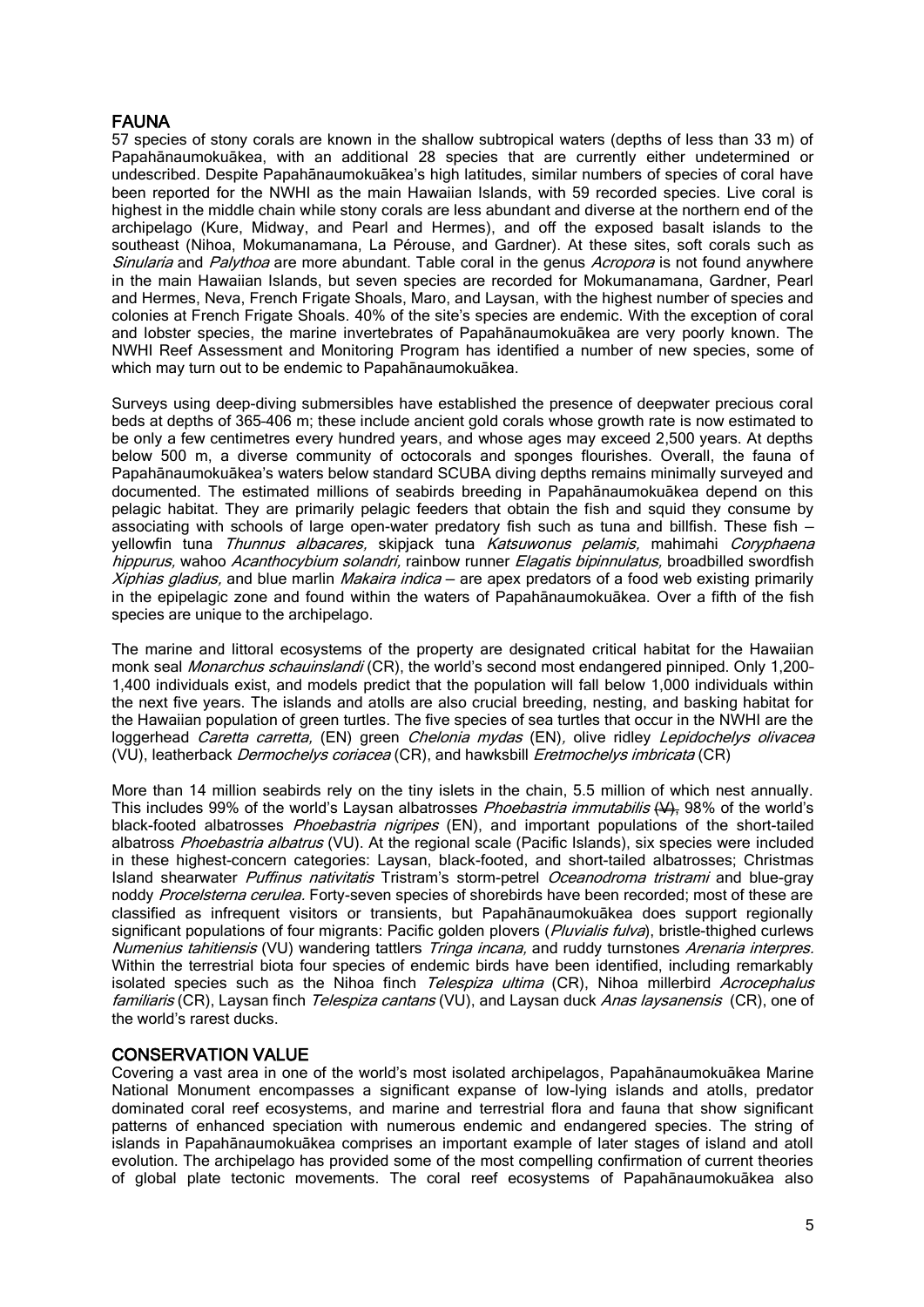## FAUNA

57 species of stony corals are known in the shallow subtropical waters (depths of less than 33 m) of Papahānaumokuākea, with an additional 28 species that are currently either undetermined or undescribed. Despite Papahānaumokuākea's high latitudes, similar numbers of species of coral have been reported for the NWHI as the main Hawaiian Islands, with 59 recorded species. Live coral is highest in the middle chain while stony corals are less abundant and diverse at the northern end of the archipelago (Kure, Midway, and Pearl and Hermes), and off the exposed basalt islands to the southeast (Nihoa, Mokumanamana, La Pérouse, and Gardner). At these sites, soft corals such as *Sinularia* and *Palythoa* are more abundant. Table coral in the genus *Acropora* is not found anywhere in the main Hawaiian Islands, but seven species are recorded for Mokumanamana, Gardner, Pearl and Hermes, Neva, French Frigate Shoals, Maro, and Laysan, with the highest number of species and colonies at French Frigate Shoals. 40% of the site's species are endemic. With the exception of coral and lobster species, the marine invertebrates of Papahānaumokuākea are very poorly known. The NWHI Reef Assessment and Monitoring Program has identified a number of new species, some of which may turn out to be endemic to Papahānaumokuākea.

Surveys using deep-diving submersibles have established the presence of deepwater precious coral beds at depths of 365–406 m; these include ancient gold corals whose growth rate is now estimated to be only a few centimetres every hundred years, and whose ages may exceed 2,500 years. At depths below 500 m, a diverse community of octocorals and sponges flourishes. Overall, the fauna of Papahānaumokuākea's waters below standard SCUBA diving depths remains minimally surveyed and documented. The estimated millions of seabirds breeding in Papahānaumokuākea depend on this pelagic habitat. They are primarily pelagic feeders that obtain the fish and squid they consume by associating with schools of large open-water predatory fish such as tuna and billfish. These fish — yellowfin tuna *Thunnus albacares,* skipjack tuna *Katsuwonus pelamis,* mahimahi *Coryphaena hippurus,* wahoo *Acanthocybium solandri,* rainbow runner *Elagatis bipinnulatus,* broadbilled swordfish *Xiphias gladius,* and blue marlin *Makaira indica* — are apex predators of a food web existing primarily in the epipelagic zone and found within the waters of Papahānaumokuākea. Over a fifth of the fish species are unique to the archipelago.

The marine and littoral ecosystems of the property are designated critical habitat for the Hawaiian monk seal *Monarchus schauinslandi* (CR), the world's second most endangered pinniped. Only 1,200–1,400 individuals exist, and models predict that the population will fall below 1,000 individuals within the next five years. The islands and atolls are also crucial breeding, nesting, and basking habitat for the Hawaiian population of green turtles. The five species of sea turtles that occur in the NWHI are the loggerhead *Caretta carretta,* (EN) green *Chelonia mydas* (EN)*,* olive ridley *Lepidochelys olivacea* (VU), leatherback *Dermochelys coriacea* (CR), and hawksbill *Eretmochelys imbricata* (CR)

More than 14 million seabirds rely on the tiny islets in the chain, 5.5 million of which nest annually. This includes 99% of the world's Laysan albatrosses *Phoebastria immutabilis* ~~(V)~~, 98% of the world's black-footed albatrosses *Phoebastria nigripes* (EN), and important populations of the short-tailed albatross *Phoebastria albatrus* (VU). At the regional scale (Pacific Islands), six species were included in these highest-concern categories: Laysan, black-footed, and short-tailed albatrosses; Christmas Island shearwater *Puffinus nativitatis* Tristram's storm-petrel *Oceanodroma tristrami* and blue-gray noddy *Procelsterna cerulea.* Forty-seven species of shorebirds have been recorded; most of these are classified as infrequent visitors or transients, but Papahānaumokuākea does support regionally significant populations of four migrants: Pacific golden plovers (*Pluvialis fulva*), bristle-thighed curlews *Numenius tahitiensis* (VU) wandering tattlers *Tringa incana,* and ruddy turnstones *Arenaria interpres.* Within the terrestrial biota four species of endemic birds have been identified, including remarkably isolated species such as the Nihoa finch *Telespiza ultima* (CR), Nihoa millerbird *Acrocephalus familiaris* (CR), Laysan finch *Telespiza cantans* (VU), and Laysan duck *Anas laysanensis* (CR), one of the world's rarest ducks.

## CONSERVATION VALUE

Covering a vast area in one of the world's most isolated archipelagos, Papahānaumokuākea Marine National Monument encompasses a significant expanse of low-lying islands and atolls, predator dominated coral reef ecosystems, and marine and terrestrial flora and fauna that show significant patterns of enhanced speciation with numerous endemic and endangered species. The string of islands in Papahānaumokuākea comprises an important example of later stages of island and atoll evolution. The archipelago has provided some of the most compelling confirmation of current theories of global plate tectonic movements. The coral reef ecosystems of Papahānaumokuākea also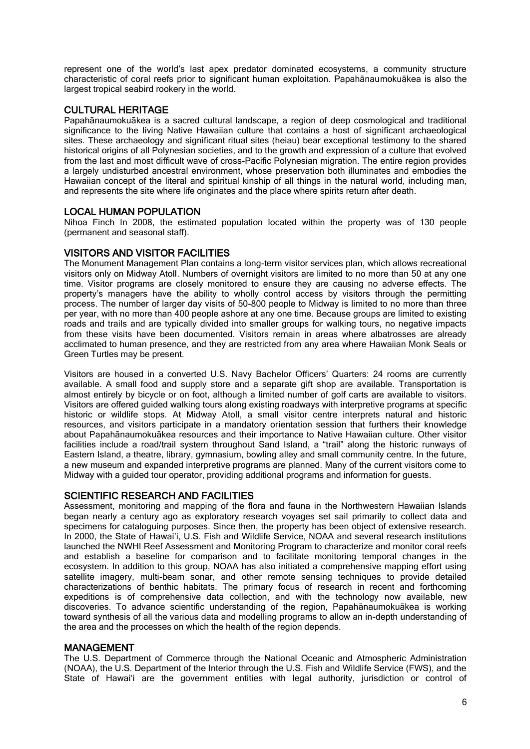represent one of the world's last apex predator dominated ecosystems, a community structure characteristic of coral reefs prior to significant human exploitation. Papahānaumokuākea is also the largest tropical seabird rookery in the world.

## CULTURAL HERITAGE

Papahānaumokuākea is a sacred cultural landscape, a region of deep cosmological and traditional significance to the living Native Hawaiian culture that contains a host of significant archaeological sites. These archaeology and significant ritual sites (heiau) bear exceptional testimony to the shared historical origins of all Polynesian societies, and to the growth and expression of a culture that evolved from the last and most difficult wave of cross-Pacific Polynesian migration. The entire region provides a largely undisturbed ancestral environment, whose preservation both illuminates and embodies the Hawaiian concept of the literal and spiritual kinship of all things in the natural world, including man, and represents the site where life originates and the place where spirits return after death.

## LOCAL HUMAN POPULATION

Nihoa Finch In 2008, the estimated population located within the property was of 130 people (permanent and seasonal staff).

## VISITORS AND VISITOR FACILITIES

The Monument Management Plan contains a long-term visitor services plan, which allows recreational visitors only on Midway Atoll. Numbers of overnight visitors are limited to no more than 50 at any one time. Visitor programs are closely monitored to ensure they are causing no adverse effects. The property's managers have the ability to wholly control access by visitors through the permitting process. The number of larger day visits of 50-800 people to Midway is limited to no more than three per year, with no more than 400 people ashore at any one time. Because groups are limited to existing roads and trails and are typically divided into smaller groups for walking tours, no negative impacts from these visits have been documented. Visitors remain in areas where albatrosses are already acclimated to human presence, and they are restricted from any area where Hawaiian Monk Seals or Green Turtles may be present.

Visitors are housed in a converted U.S. Navy Bachelor Officers' Quarters: 24 rooms are currently available. A small food and supply store and a separate gift shop are available. Transportation is almost entirely by bicycle or on foot, although a limited number of golf carts are available to visitors. Visitors are offered guided walking tours along existing roadways with interpretive programs at specific historic or wildlife stops. At Midway Atoll, a small visitor centre interprets natural and historic resources, and visitors participate in a mandatory orientation session that furthers their knowledge about Papahānaumokuākea resources and their importance to Native Hawaiian culture. Other visitor facilities include a road/trail system throughout Sand Island, a "trail" along the historic runways of Eastern Island, a theatre, library, gymnasium, bowling alley and small community centre. In the future, a new museum and expanded interpretive programs are planned. Many of the current visitors come to Midway with a guided tour operator, providing additional programs and information for guests.

## SCIENTIFIC RESEARCH AND FACILITIES

Assessment, monitoring and mapping of the flora and fauna in the Northwestern Hawaiian Islands began nearly a century ago as exploratory research voyages set sail primarily to collect data and specimens for cataloguing purposes. Since then, the property has been object of extensive research. In 2000, the State of Hawai'i, U.S. Fish and Wildlife Service, NOAA and several research institutions launched the NWHI Reef Assessment and Monitoring Program to characterize and monitor coral reefs and establish a baseline for comparison and to facilitate monitoring temporal changes in the ecosystem. In addition to this group, NOAA has also initiated a comprehensive mapping effort using satellite imagery, multi-beam sonar, and other remote sensing techniques to provide detailed characterizations of benthic habitats. The primary focus of research in recent and forthcoming expeditions is of comprehensive data collection, and with the technology now available, new discoveries. To advance scientific understanding of the region, Papahānaumokuākea is working toward synthesis of all the various data and modelling programs to allow an in-depth understanding of the area and the processes on which the health of the region depends.

## MANAGEMENT

The U.S. Department of Commerce through the National Oceanic and Atmospheric Administration (NOAA), the U.S. Department of the Interior through the U.S. Fish and Wildlife Service (FWS), and the State of Hawai'i are the government entities with legal authority, jurisdiction or control of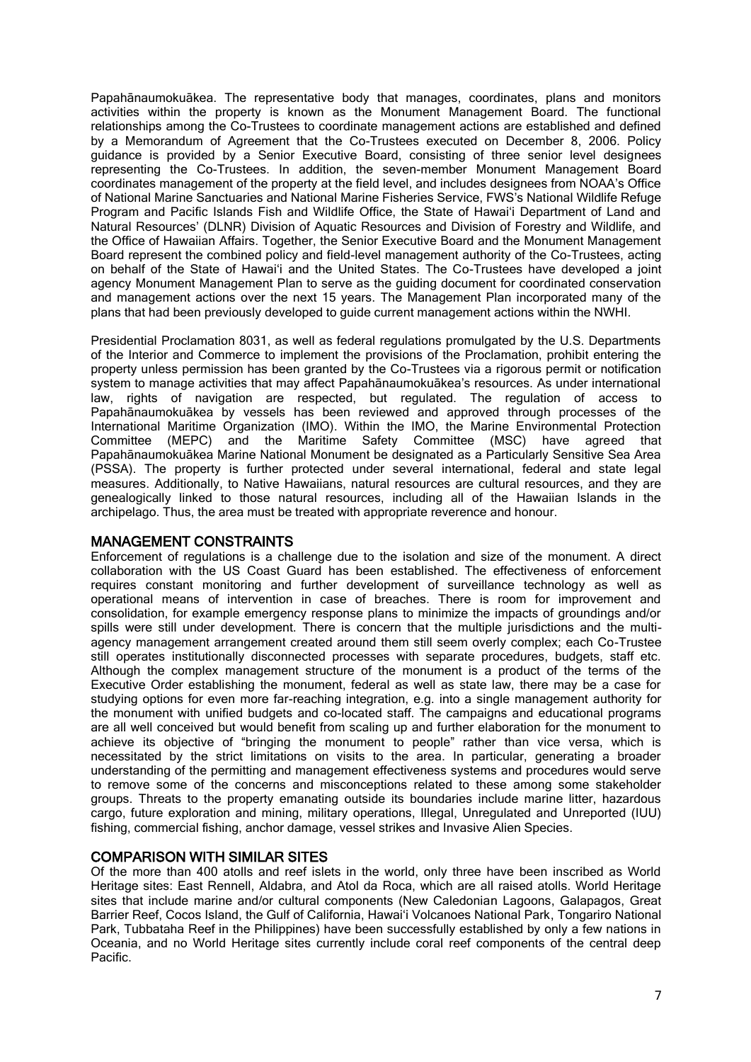Papahānaumokuākea. The representative body that manages, coordinates, plans and monitors activities within the property is known as the Monument Management Board. The functional relationships among the Co-Trustees to coordinate management actions are established and defined by a Memorandum of Agreement that the Co-Trustees executed on December 8, 2006. Policy guidance is provided by a Senior Executive Board, consisting of three senior level designees representing the Co-Trustees. In addition, the seven-member Monument Management Board coordinates management of the property at the field level, and includes designees from NOAA's Office of National Marine Sanctuaries and National Marine Fisheries Service, FWS's National Wildlife Refuge Program and Pacific Islands Fish and Wildlife Office, the State of Hawai'i Department of Land and Natural Resources' (DLNR) Division of Aquatic Resources and Division of Forestry and Wildlife, and the Office of Hawaiian Affairs. Together, the Senior Executive Board and the Monument Management Board represent the combined policy and field-level management authority of the Co-Trustees, acting on behalf of the State of Hawai'i and the United States. The Co-Trustees have developed a joint agency Monument Management Plan to serve as the guiding document for coordinated conservation and management actions over the next 15 years. The Management Plan incorporated many of the plans that had been previously developed to guide current management actions within the NWHI.

Presidential Proclamation 8031, as well as federal regulations promulgated by the U.S. Departments of the Interior and Commerce to implement the provisions of the Proclamation, prohibit entering the property unless permission has been granted by the Co-Trustees via a rigorous permit or notification system to manage activities that may affect Papahānaumokuākea's resources. As under international law, rights of navigation are respected, but regulated. The regulation of access to Papahānaumokuākea by vessels has been reviewed and approved through processes of the International Maritime Organization (IMO). Within the IMO, the Marine Environmental Protection Committee (MEPC) and the Maritime Safety Committee (MSC) have agreed that Papahānaumokuākea Marine National Monument be designated as a Particularly Sensitive Sea Area (PSSA). The property is further protected under several international, federal and state legal measures. Additionally, to Native Hawaiians, natural resources are cultural resources, and they are genealogically linked to those natural resources, including all of the Hawaiian Islands in the archipelago. Thus, the area must be treated with appropriate reverence and honour.

## MANAGEMENT CONSTRAINTS

Enforcement of regulations is a challenge due to the isolation and size of the monument. A direct collaboration with the US Coast Guard has been established. The effectiveness of enforcement requires constant monitoring and further development of surveillance technology as well as operational means of intervention in case of breaches. There is room for improvement and consolidation, for example emergency response plans to minimize the impacts of groundings and/or spills were still under development. There is concern that the multiple jurisdictions and the multi-agency management arrangement created around them still seem overly complex; each Co-Trustee still operates institutionally disconnected processes with separate procedures, budgets, staff etc. Although the complex management structure of the monument is a product of the terms of the Executive Order establishing the monument, federal as well as state law, there may be a case for studying options for even more far-reaching integration, e.g. into a single management authority for the monument with unified budgets and co-located staff. The campaigns and educational programs are all well conceived but would benefit from scaling up and further elaboration for the monument to achieve its objective of "bringing the monument to people" rather than vice versa, which is necessitated by the strict limitations on visits to the area. In particular, generating a broader understanding of the permitting and management effectiveness systems and procedures would serve to remove some of the concerns and misconceptions related to these among some stakeholder groups. Threats to the property emanating outside its boundaries include marine litter, hazardous cargo, future exploration and mining, military operations, Illegal, Unregulated and Unreported (IUU) fishing, commercial fishing, anchor damage, vessel strikes and Invasive Alien Species.

## COMPARISON WITH SIMILAR SITES

Of the more than 400 atolls and reef islets in the world, only three have been inscribed as World Heritage sites: East Rennell, Aldabra, and Atol da Roca, which are all raised atolls. World Heritage sites that include marine and/or cultural components (New Caledonian Lagoons, Galapagos, Great Barrier Reef, Cocos Island, the Gulf of California, Hawai'i Volcanoes National Park, Tongariro National Park, Tubbataha Reef in the Philippines) have been successfully established by only a few nations in Oceania, and no World Heritage sites currently include coral reef components of the central deep Pacific.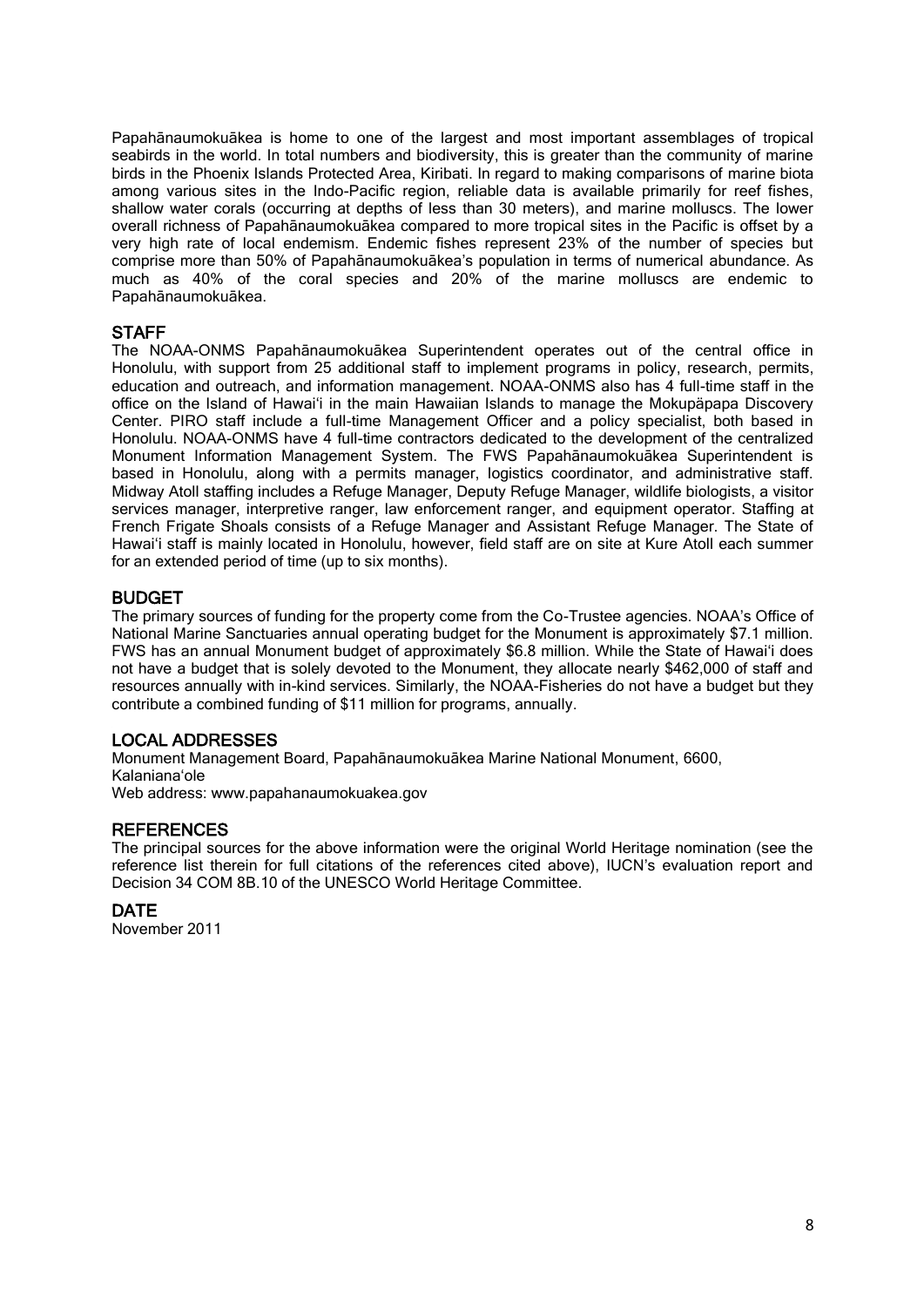Papahānaumokuākea is home to one of the largest and most important assemblages of tropical seabirds in the world. In total numbers and biodiversity, this is greater than the community of marine birds in the Phoenix Islands Protected Area, Kiribati. In regard to making comparisons of marine biota among various sites in the Indo-Pacific region, reliable data is available primarily for reef fishes, shallow water corals (occurring at depths of less than 30 meters), and marine molluscs. The lower overall richness of Papahānaumokuākea compared to more tropical sites in the Pacific is offset by a very high rate of local endemism. Endemic fishes represent 23% of the number of species but comprise more than 50% of Papahānaumokuākea's population in terms of numerical abundance. As much as 40% of the coral species and 20% of the marine molluscs are endemic to Papahānaumokuākea.

## STAFF

The NOAA-ONMS Papahānaumokuākea Superintendent operates out of the central office in Honolulu, with support from 25 additional staff to implement programs in policy, research, permits, education and outreach, and information management. NOAA-ONMS also has 4 full-time staff in the office on the Island of Hawai'i in the main Hawaiian Islands to manage the Mokupāpapa Discovery Center. PIRO staff include a full-time Management Officer and a policy specialist, both based in Honolulu. NOAA-ONMS have 4 full-time contractors dedicated to the development of the centralized Monument Information Management System. The FWS Papahānaumokuākea Superintendent is based in Honolulu, along with a permits manager, logistics coordinator, and administrative staff. Midway Atoll staffing includes a Refuge Manager, Deputy Refuge Manager, wildlife biologists, a visitor services manager, interpretive ranger, law enforcement ranger, and equipment operator. Staffing at French Frigate Shoals consists of a Refuge Manager and Assistant Refuge Manager. The State of Hawai'i staff is mainly located in Honolulu, however, field staff are on site at Kure Atoll each summer for an extended period of time (up to six months).

## BUDGET

The primary sources of funding for the property come from the Co-Trustee agencies. NOAA's Office of National Marine Sanctuaries annual operating budget for the Monument is approximately $7.1 million. FWS has an annual Monument budget of approximately $6.8 million. While the State of Hawai'i does not have a budget that is solely devoted to the Monument, they allocate nearly $462,000 of staff and resources annually with in-kind services. Similarly, the NOAA-Fisheries do not have a budget but they contribute a combined funding of $11 million for programs, annually.

## LOCAL ADDRESSES

Monument Management Board, Papahānaumokuākea Marine National Monument, 6600, Kalaniana'ole
Web address: www.papahanaumokuakea.gov

## REFERENCES

The principal sources for the above information were the original World Heritage nomination (see the reference list therein for full citations of the references cited above), IUCN's evaluation report and Decision 34 COM 8B.10 of the UNESCO World Heritage Committee.

## DATE

November 2011